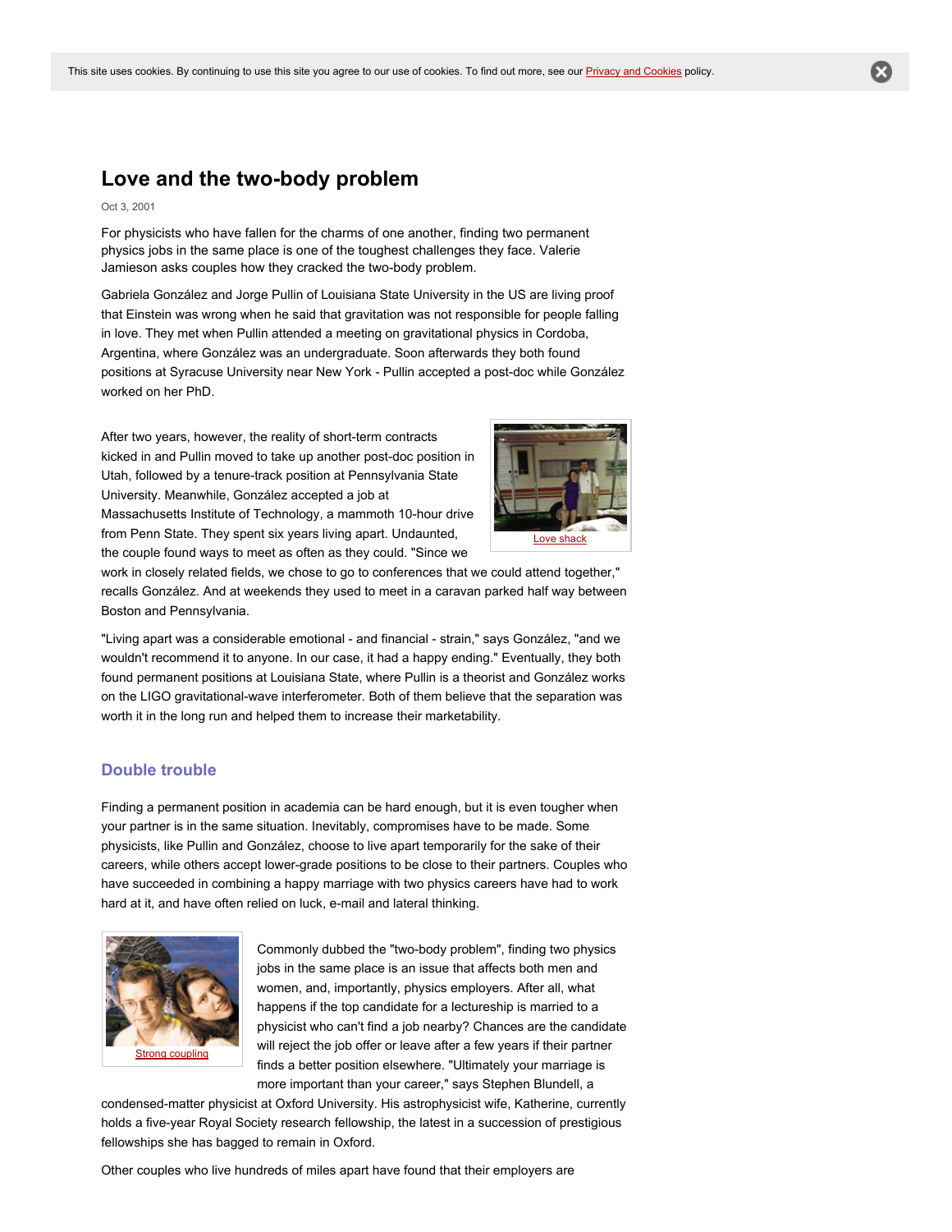# Love and the two-body problem

Oct 3, 2001

For physicists who have fallen for the charms of one another, finding two permanent physics jobs in the same place is one of the toughest challenges they face. Valerie Jamieson asks couples how they cracked the two-body problem.

Gabriela González and Jorge Pullin of Louisiana State University in the US are living proof that Einstein was wrong when he said that gravitation was not responsible for people falling in love. They met when Pullin attended a meeting on gravitational physics in Cordoba, Argentina, where González was an undergraduate. Soon afterwards they both found positions at Syracuse University near New York - Pullin accepted a post-doc while González worked on her PhD.

After two years, however, the reality of short-term contracts kicked in and Pullin moved to take up another post-doc position in Utah, followed by a tenure-track position at Pennsylvania State University. Meanwhile, González accepted a job at Massachusetts Institute of Technology, a mammoth 10-hour drive from Penn State. They spent six years living apart. Undaunted, the couple found ways to meet as often as they could. "Since we work in closely related fields, we chose to go to conferences that we could attend together," recalls González. And at weekends they used to meet in a caravan parked half way between Boston and Pennsylvania.

Love shack

"Living apart was a considerable emotional - and financial - strain," says González, "and we wouldn't recommend it to anyone. In our case, it had a happy ending." Eventually, they both found permanent positions at Louisiana State, where Pullin is a theorist and González works on the LIGO gravitational-wave interferometer. Both of them believe that the separation was worth it in the long run and helped them to increase their marketability.

## Double trouble

Finding a permanent position in academia can be hard enough, but it is even tougher when your partner is in the same situation. Inevitably, compromises have to be made. Some physicists, like Pullin and González, choose to live apart temporarily for the sake of their careers, while others accept lower-grade positions to be close to their partners. Couples who have succeeded in combining a happy marriage with two physics careers have had to work hard at it, and have often relied on luck, e-mail and lateral thinking.

Strong coupling

Commonly dubbed the "two-body problem", finding two physics jobs in the same place is an issue that affects both men and women, and, importantly, physics employers. After all, what happens if the top candidate for a lectureship is married to a physicist who can't find a job nearby? Chances are the candidate will reject the job offer or leave after a few years if their partner finds a better position elsewhere. "Ultimately your marriage is more important than your career," says Stephen Blundell, a condensed-matter physicist at Oxford University. His astrophysicist wife, Katherine, currently holds a five-year Royal Society research fellowship, the latest in a succession of prestigious fellowships she has bagged to remain in Oxford.

Other couples who live hundreds of miles apart have found that their employers are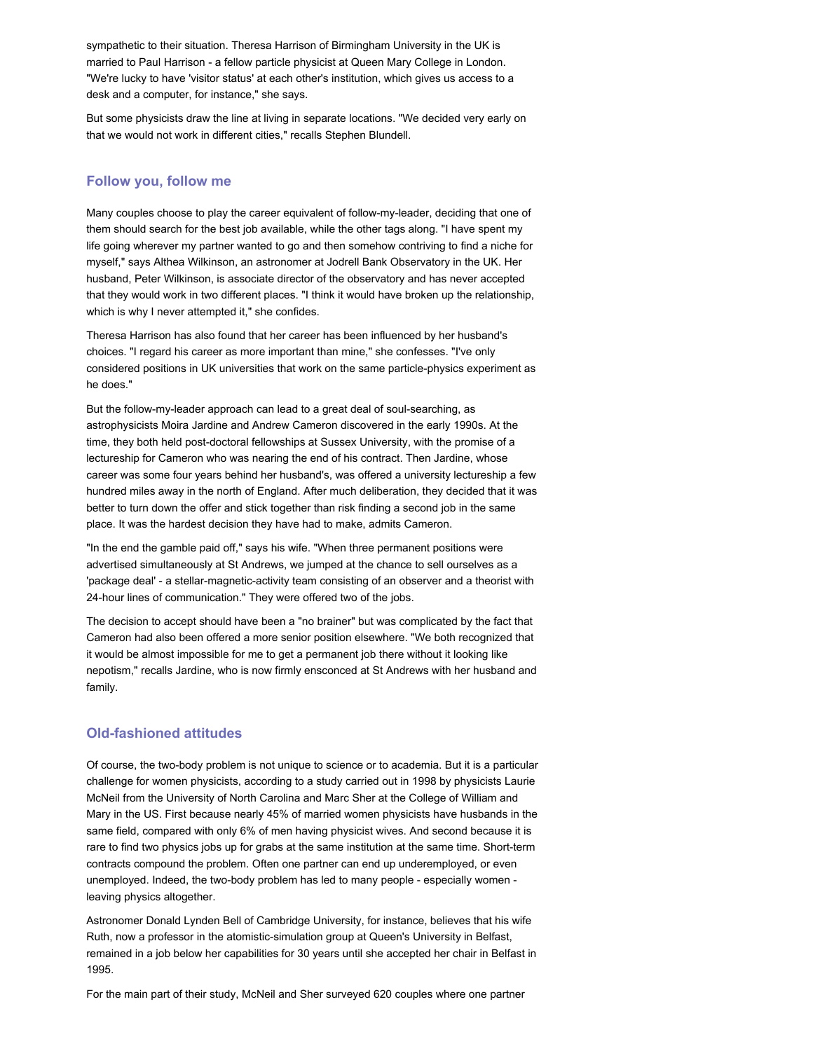sympathetic to their situation. Theresa Harrison of Birmingham University in the UK is married to Paul Harrison - a fellow particle physicist at Queen Mary College in London. "We're lucky to have 'visitor status' at each other's institution, which gives us access to a desk and a computer, for instance," she says.

But some physicists draw the line at living in separate locations. "We decided very early on that we would not work in different cities," recalls Stephen Blundell.

### Follow you, follow me

Many couples choose to play the career equivalent of follow-my-leader, deciding that one of them should search for the best job available, while the other tags along. "I have spent my life going wherever my partner wanted to go and then somehow contriving to find a niche for myself," says Althea Wilkinson, an astronomer at Jodrell Bank Observatory in the UK. Her husband, Peter Wilkinson, is associate director of the observatory and has never accepted that they would work in two different places. "I think it would have broken up the relationship, which is why I never attempted it," she confides.

Theresa Harrison has also found that her career has been influenced by her husband's choices. "I regard his career as more important than mine," she confesses. "I've only considered positions in UK universities that work on the same particle-physics experiment as he does."

But the follow-my-leader approach can lead to a great deal of soul-searching, as astrophysicists Moira Jardine and Andrew Cameron discovered in the early 1990s. At the time, they both held post-doctoral fellowships at Sussex University, with the promise of a lectureship for Cameron who was nearing the end of his contract. Then Jardine, whose career was some four years behind her husband's, was offered a university lectureship a few hundred miles away in the north of England. After much deliberation, they decided that it was better to turn down the offer and stick together than risk finding a second job in the same place. It was the hardest decision they have had to make, admits Cameron.

"In the end the gamble paid off," says his wife. "When three permanent positions were advertised simultaneously at St Andrews, we jumped at the chance to sell ourselves as a 'package deal' - a stellar-magnetic-activity team consisting of an observer and a theorist with 24-hour lines of communication." They were offered two of the jobs.

The decision to accept should have been a "no brainer" but was complicated by the fact that Cameron had also been offered a more senior position elsewhere. "We both recognized that it would be almost impossible for me to get a permanent job there without it looking like nepotism," recalls Jardine, who is now firmly ensconced at St Andrews with her husband and family.

### Old-fashioned attitudes

Of course, the two-body problem is not unique to science or to academia. But it is a particular challenge for women physicists, according to a study carried out in 1998 by physicists Laurie McNeil from the University of North Carolina and Marc Sher at the College of William and Mary in the US. First because nearly 45% of married women physicists have husbands in the same field, compared with only 6% of men having physicist wives. And second because it is rare to find two physics jobs up for grabs at the same institution at the same time. Short-term contracts compound the problem. Often one partner can end up underemployed, or even unemployed. Indeed, the two-body problem has led to many people - especially women - leaving physics altogether.

Astronomer Donald Lynden Bell of Cambridge University, for instance, believes that his wife Ruth, now a professor in the atomistic-simulation group at Queen's University in Belfast, remained in a job below her capabilities for 30 years until she accepted her chair in Belfast in 1995.

For the main part of their study, McNeil and Sher surveyed 620 couples where one partner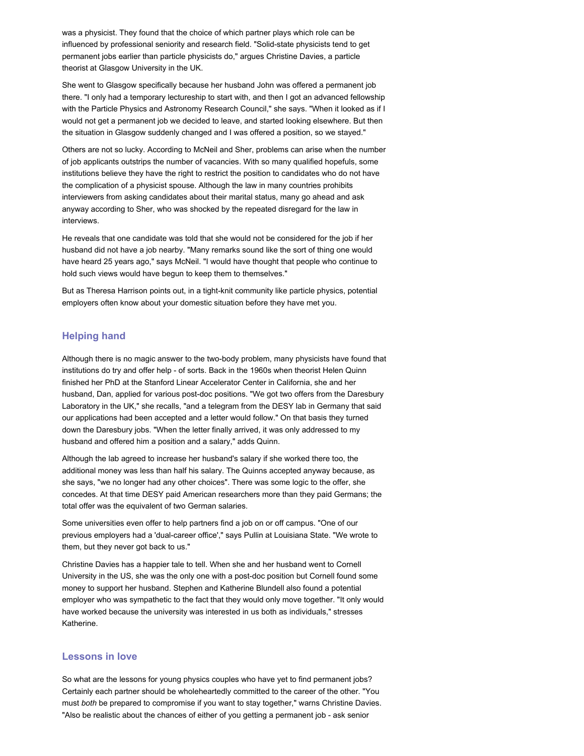was a physicist. They found that the choice of which partner plays which role can be influenced by professional seniority and research field. "Solid-state physicists tend to get permanent jobs earlier than particle physicists do," argues Christine Davies, a particle theorist at Glasgow University in the UK.

She went to Glasgow specifically because her husband John was offered a permanent job there. "I only had a temporary lectureship to start with, and then I got an advanced fellowship with the Particle Physics and Astronomy Research Council," she says. "When it looked as if I would not get a permanent job we decided to leave, and started looking elsewhere. But then the situation in Glasgow suddenly changed and I was offered a position, so we stayed."

Others are not so lucky. According to McNeil and Sher, problems can arise when the number of job applicants outstrips the number of vacancies. With so many qualified hopefuls, some institutions believe they have the right to restrict the position to candidates who do not have the complication of a physicist spouse. Although the law in many countries prohibits interviewers from asking candidates about their marital status, many go ahead and ask anyway according to Sher, who was shocked by the repeated disregard for the law in interviews.

He reveals that one candidate was told that she would not be considered for the job if her husband did not have a job nearby. "Many remarks sound like the sort of thing one would have heard 25 years ago," says McNeil. "I would have thought that people who continue to hold such views would have begun to keep them to themselves."

But as Theresa Harrison points out, in a tight-knit community like particle physics, potential employers often know about your domestic situation before they have met you.

## Helping hand

Although there is no magic answer to the two-body problem, many physicists have found that institutions do try and offer help - of sorts. Back in the 1960s when theorist Helen Quinn finished her PhD at the Stanford Linear Accelerator Center in California, she and her husband, Dan, applied for various post-doc positions. "We got two offers from the Daresbury Laboratory in the UK," she recalls, "and a telegram from the DESY lab in Germany that said our applications had been accepted and a letter would follow." On that basis they turned down the Daresbury jobs. "When the letter finally arrived, it was only addressed to my husband and offered him a position and a salary," adds Quinn.

Although the lab agreed to increase her husband's salary if she worked there too, the additional money was less than half his salary. The Quinns accepted anyway because, as she says, "we no longer had any other choices". There was some logic to the offer, she concedes. At that time DESY paid American researchers more than they paid Germans; the total offer was the equivalent of two German salaries.

Some universities even offer to help partners find a job on or off campus. "One of our previous employers had a 'dual-career office'," says Pullin at Louisiana State. "We wrote to them, but they never got back to us."

Christine Davies has a happier tale to tell. When she and her husband went to Cornell University in the US, she was the only one with a post-doc position but Cornell found some money to support her husband. Stephen and Katherine Blundell also found a potential employer who was sympathetic to the fact that they would only move together. "It only would have worked because the university was interested in us both as individuals," stresses Katherine.

## Lessons in love

So what are the lessons for young physics couples who have yet to find permanent jobs? Certainly each partner should be wholeheartedly committed to the career of the other. "You must *both* be prepared to compromise if you want to stay together," warns Christine Davies. "Also be realistic about the chances of either of you getting a permanent job - ask senior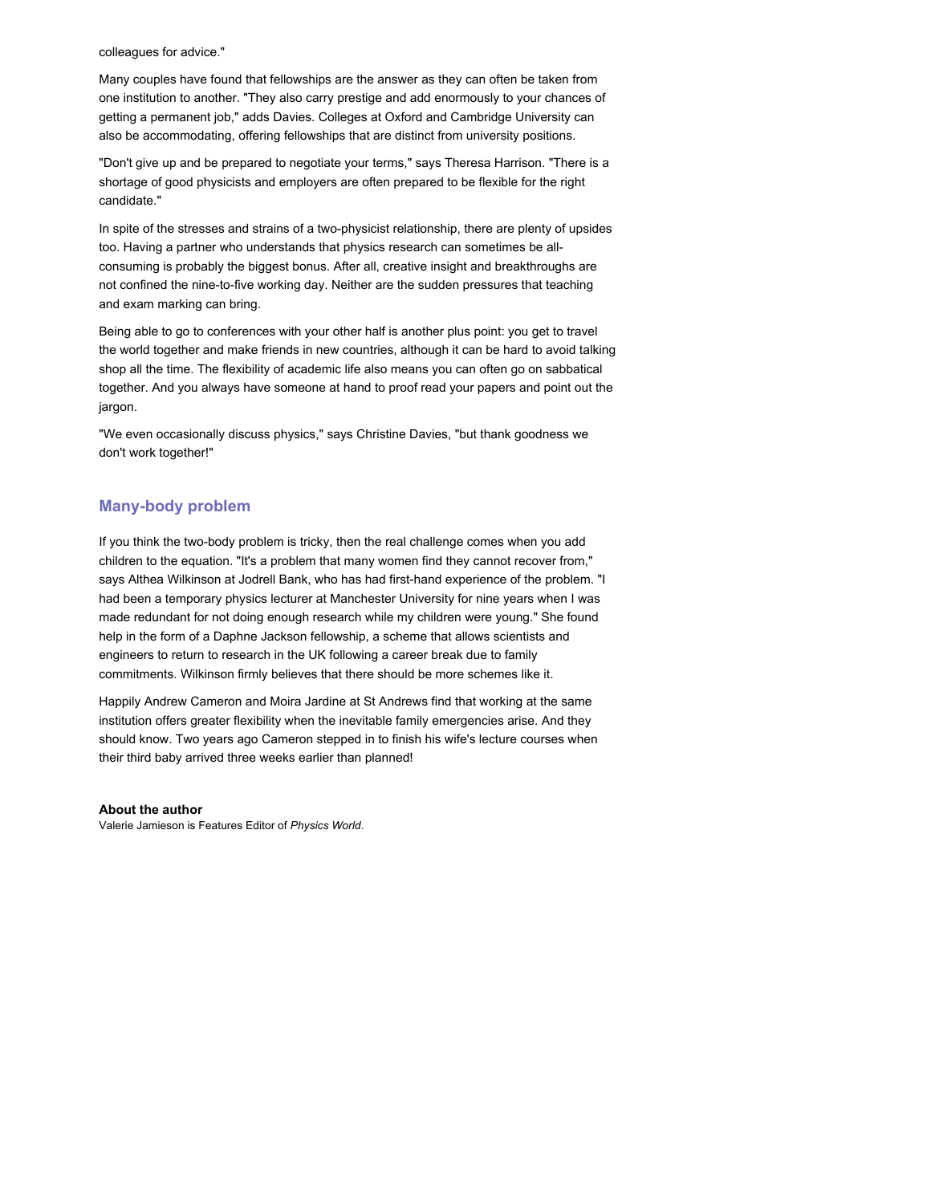colleagues for advice."

Many couples have found that fellowships are the answer as they can often be taken from one institution to another. "They also carry prestige and add enormously to your chances of getting a permanent job," adds Davies. Colleges at Oxford and Cambridge University can also be accommodating, offering fellowships that are distinct from university positions.

"Don't give up and be prepared to negotiate your terms," says Theresa Harrison. "There is a shortage of good physicists and employers are often prepared to be flexible for the right candidate."

In spite of the stresses and strains of a two-physicist relationship, there are plenty of upsides too. Having a partner who understands that physics research can sometimes be all-consuming is probably the biggest bonus. After all, creative insight and breakthroughs are not confined the nine-to-five working day. Neither are the sudden pressures that teaching and exam marking can bring.

Being able to go to conferences with your other half is another plus point: you get to travel the world together and make friends in new countries, although it can be hard to avoid talking shop all the time. The flexibility of academic life also means you can often go on sabbatical together. And you always have someone at hand to proof read your papers and point out the jargon.

"We even occasionally discuss physics," says Christine Davies, "but thank goodness we don't work together!"

## Many-body problem

If you think the two-body problem is tricky, then the real challenge comes when you add children to the equation. "It's a problem that many women find they cannot recover from," says Althea Wilkinson at Jodrell Bank, who has had first-hand experience of the problem. "I had been a temporary physics lecturer at Manchester University for nine years when I was made redundant for not doing enough research while my children were young." She found help in the form of a Daphne Jackson fellowship, a scheme that allows scientists and engineers to return to research in the UK following a career break due to family commitments. Wilkinson firmly believes that there should be more schemes like it.

Happily Andrew Cameron and Moira Jardine at St Andrews find that working at the same institution offers greater flexibility when the inevitable family emergencies arise. And they should know. Two years ago Cameron stepped in to finish his wife's lecture courses when their third baby arrived three weeks earlier than planned!

**About the author**
Valerie Jamieson is Features Editor of *Physics World*.